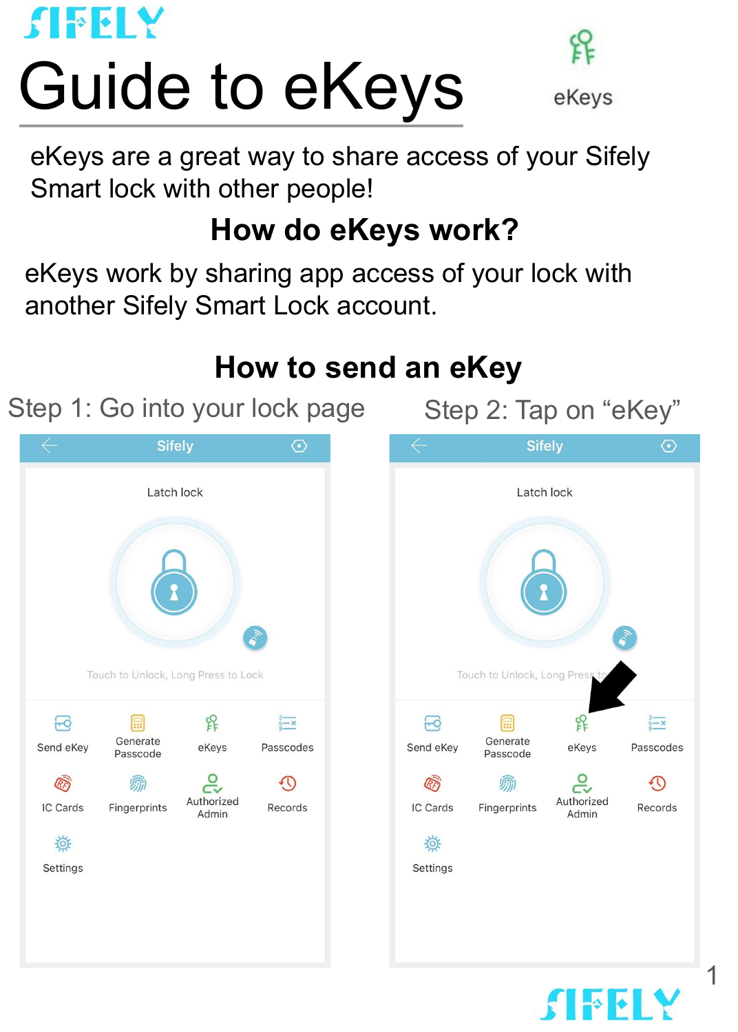SIFELY

# Guide to eKeys

eKeys

eKeys are a great way to share access of your Sifely Smart lock with other people!

## How do eKeys work?

eKeys work by sharing app access of your lock with another Sifely Smart Lock account.

## How to send an eKey

Step 1: Go into your lock page

Step 2: Tap on "eKey"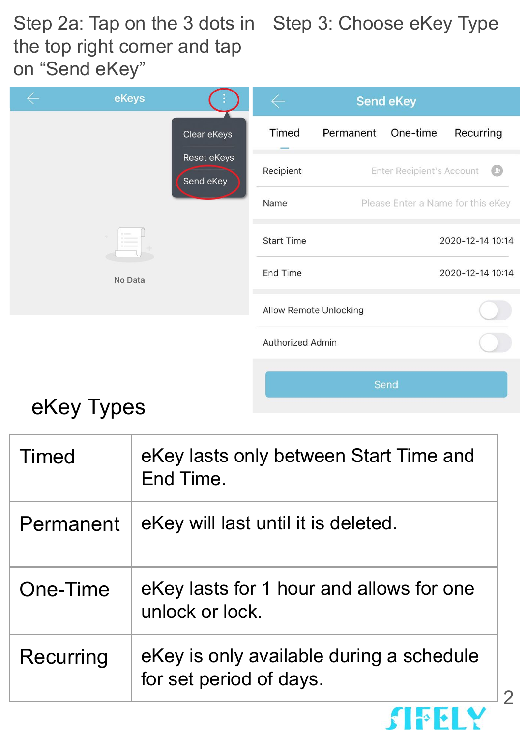Step 2a: Tap on the 3 dots in the top right corner and tap on “Send eKey”

Step 3: Choose eKey Type

eKeys

Clear eKeys

Reset eKeys

Send eKey

No Data

Send eKey

Timed Permanent One-time Recurring

Recipient — Enter Recipient's Account

Name — Please Enter a Name for this eKey

Start Time — 2020-12-14 10:14

End Time — 2020-12-14 10:14

Allow Remote Unlocking

Authorized Admin

Send

## eKey Types

| | |
|---|---|
| Timed | eKey lasts only between Start Time and End Time. |
| Permanent | eKey will last until it is deleted. |
| One-Time | eKey lasts for 1 hour and allows for one unlock or lock. |
| Recurring | eKey is only available during a schedule for set period of days. |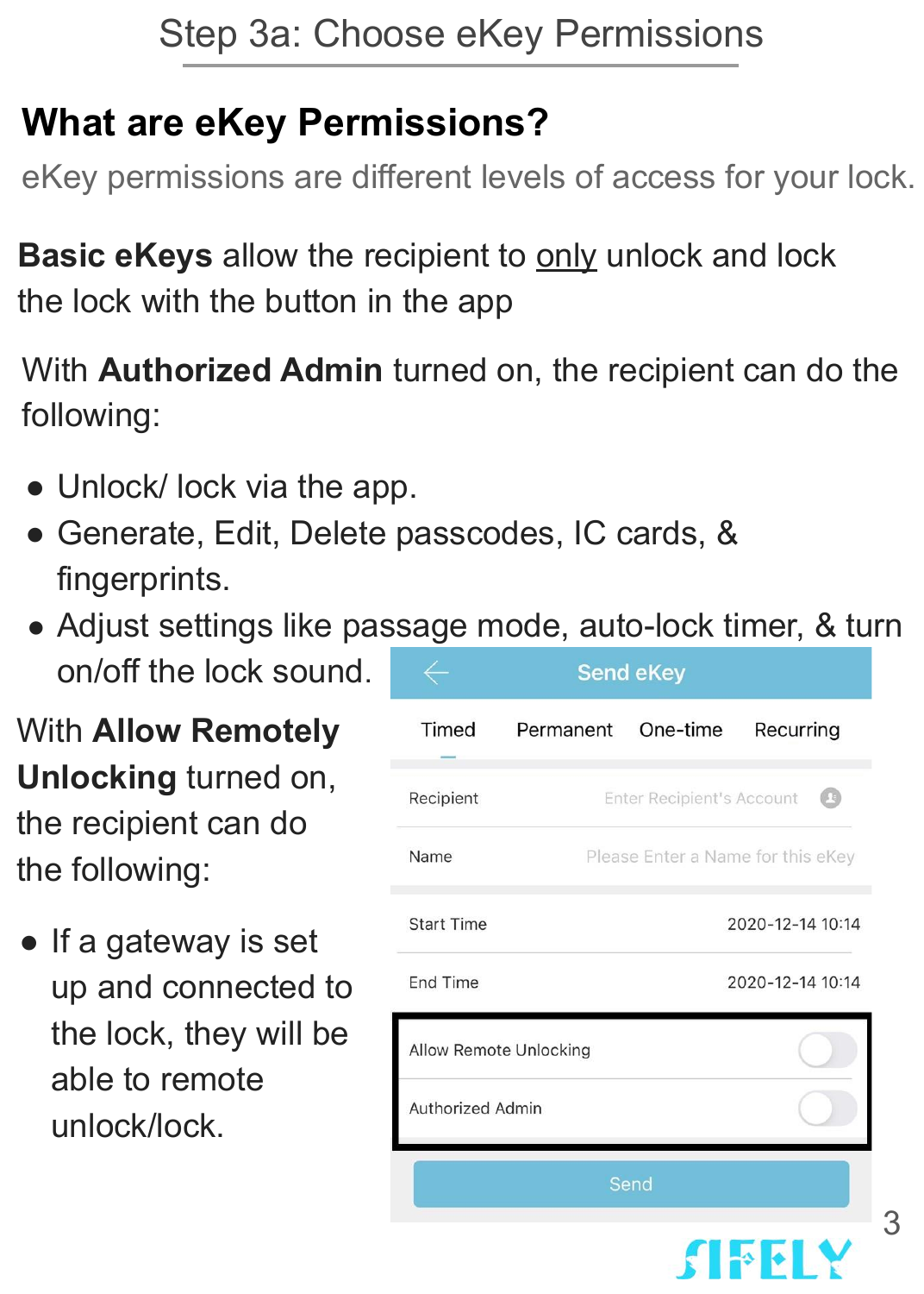# Step 3a: Choose eKey Permissions

## What are eKey Permissions?

eKey permissions are different levels of access for your lock.

**Basic eKeys** allow the recipient to only unlock and lock the lock with the button in the app

With **Authorized Admin** turned on, the recipient can do the following:

- Unlock/ lock via the app.
- Generate, Edit, Delete passcodes, IC cards, & fingerprints.
- Adjust settings like passage mode, auto-lock timer, & turn on/off the lock sound.

With **Allow Remotely Unlocking** turned on, the recipient can do the following:

- If a gateway is set up and connected to the lock, they will be able to remote unlock/lock.

Send eKey

Timed | Permanent | One-time | Recurring

Recipient: Enter Recipient's Account

Name: Please Enter a Name for this eKey

Start Time: 2020-12-14 10:14

End Time: 2020-12-14 10:14

Allow Remote Unlocking

Authorized Admin

Send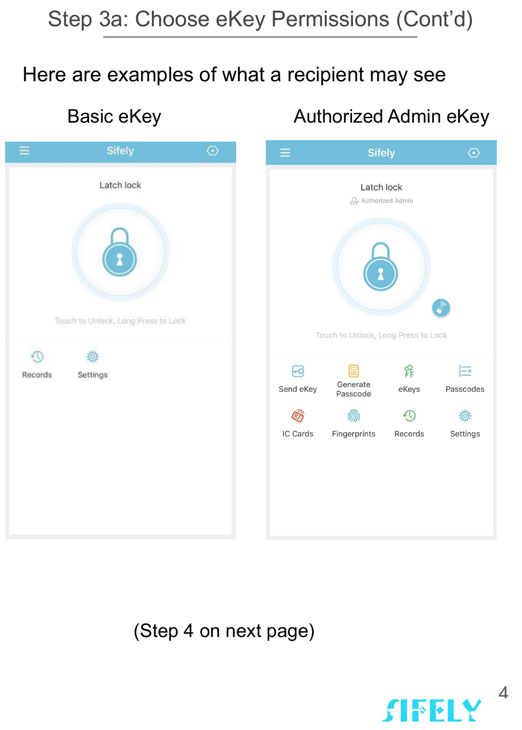# Step 3a: Choose eKey Permissions (Cont'd)

Here are examples of what a recipient may see

## Basic eKey

Sifely

Latch lock

Touch to Unlock, Long Press to Lock

Records

Settings

## Authorized Admin eKey

Sifely

Latch lock

Authorized Admin

Touch to Unlock, Long Press to Lock

Send eKey

Generate Passcode

eKeys

Passcodes

IC Cards

Fingerprints

Records

Settings

(Step 4 on next page)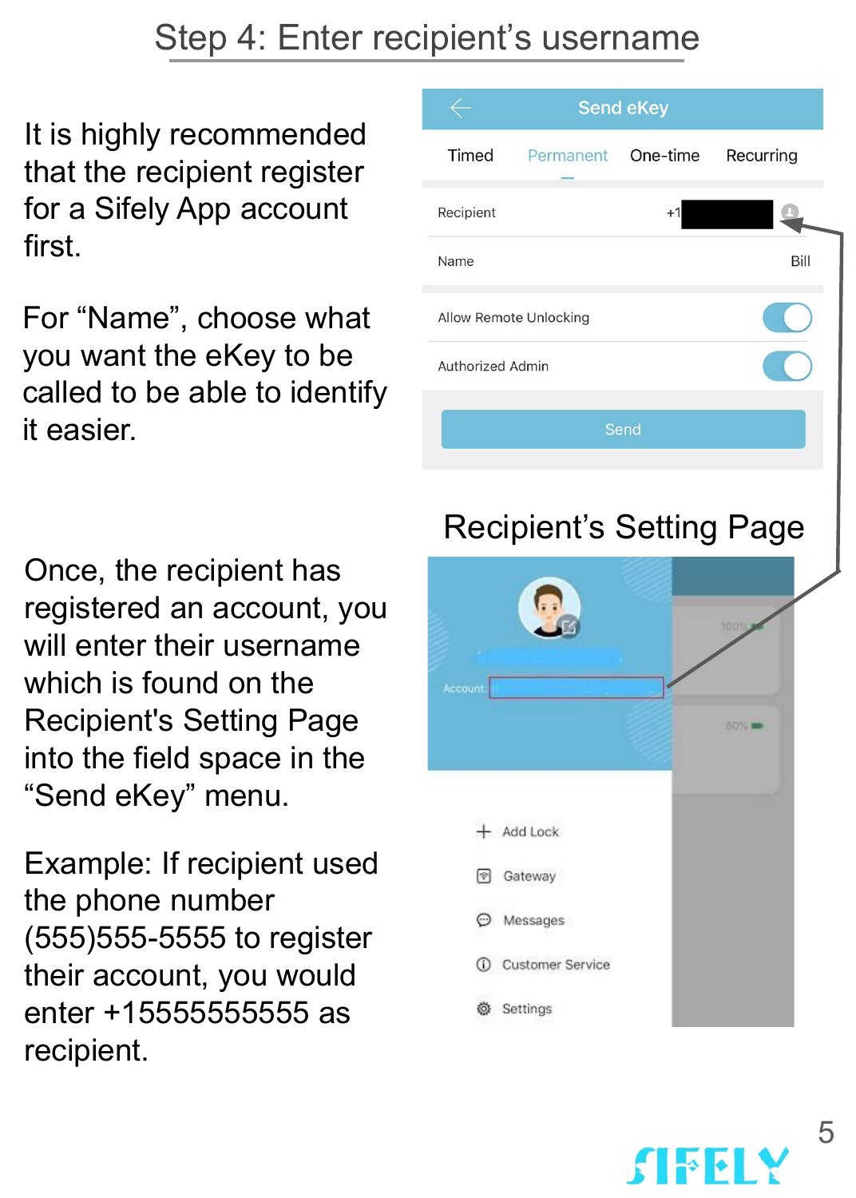# Step 4: Enter recipient's username

It is highly recommended that the recipient register for a Sifely App account first.

For "Name", choose what you want the eKey to be called to be able to identify it easier.

Once, the recipient has registered an account, you will enter their username which is found on the Recipient's Setting Page into the field space in the "Send eKey" menu.

Example: If recipient used the phone number (555)555-5555 to register their account, you would enter +15555555555 as recipient.

Send eKey

Timed | Permanent | One-time | Recurring

Recipient +1

Name Bill

Allow Remote Unlocking

Authorized Admin

Send

Recipient's Setting Page

Account

Add Lock

Gateway

Messages

Customer Service

Settings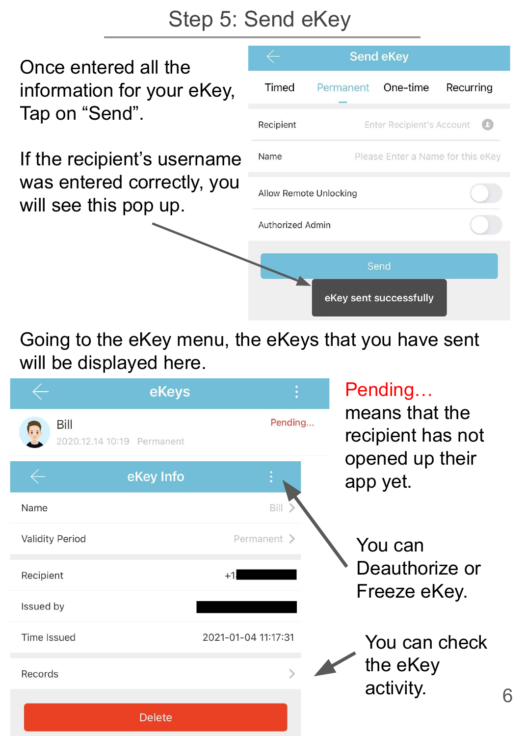# Step 5: Send eKey

Once entered all the information for your eKey, Tap on "Send".

If the recipient's username was entered correctly, you will see this pop up.

**Send eKey**

Timed | Permanent | One-time | Recurring

Recipient — Enter Recipient's Account

Name — Please Enter a Name for this eKey

Allow Remote Unlocking

Authorized Admin

Send

eKey sent successfully

Going to the eKey menu, the eKeys that you have sent will be displayed here.

**eKeys**

Bill — Pending...
2020.12.14 10:19 Permanent

Pending… means that the recipient has not opened up their app yet.

**eKey Info**

| | |
|---|---|
| Name | Bill |
| Validity Period | Permanent |
| Recipient | +1 |
| Issued by | |
| Time Issued | 2021-01-04 11:17:31 |
| Records | |

Delete

You can Deauthorize or Freeze eKey.

You can check the eKey activity.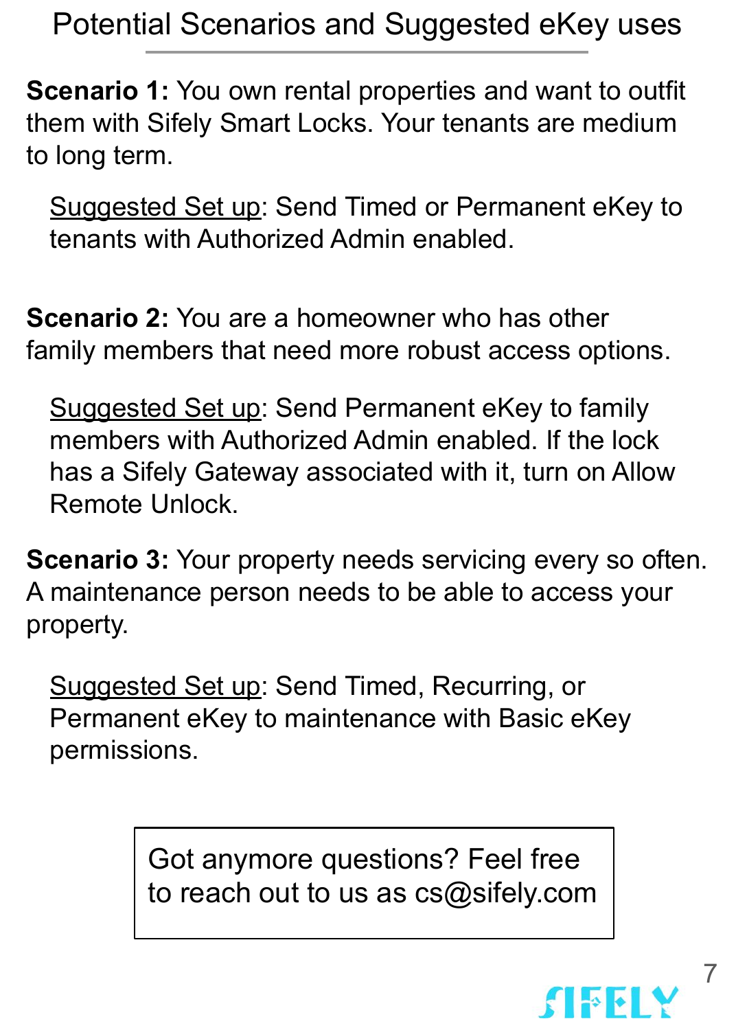# Potential Scenarios and Suggested eKey uses

**Scenario 1:** You own rental properties and want to outfit them with Sifely Smart Locks. Your tenants are medium to long term.

Suggested Set up: Send Timed or Permanent eKey to tenants with Authorized Admin enabled.

**Scenario 2:** You are a homeowner who has other family members that need more robust access options.

Suggested Set up: Send Permanent eKey to family members with Authorized Admin enabled. If the lock has a Sifely Gateway associated with it, turn on Allow Remote Unlock.

**Scenario 3:** Your property needs servicing every so often. A maintenance person needs to be able to access your property.

Suggested Set up: Send Timed, Recurring, or Permanent eKey to maintenance with Basic eKey permissions.

Got anymore questions? Feel free to reach out to us as cs@sifely.com